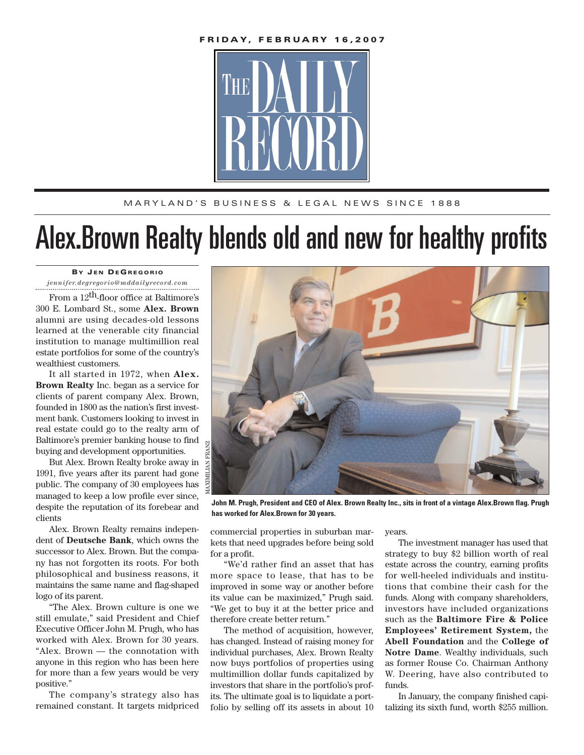FRIDAY, FEBRUARY 16, 2007

# THE DAILY RECORD

MARYLAND'S BUSINESS & LEGAL NEWS SINCE 1888

# Alex.Brown Realty blends old and new for healthy profits

**BY JEN DEGREGORIO**
*jennifer.degregorio@mddailyrecord.com*

From a 12th-floor office at Baltimore's 300 E. Lombard St., some **Alex. Brown** alumni are using decades-old lessons learned at the venerable city financial institution to manage multimillion real estate portfolios for some of the country's wealthiest customers.

It all started in 1972, when **Alex. Brown Realty** Inc. began as a service for clients of parent company Alex. Brown, founded in 1800 as the nation's first investment bank. Customers looking to invest in real estate could go to the realty arm of Baltimore's premier banking house to find buying and development opportunities.

But Alex. Brown Realty broke away in 1991, five years after its parent had gone public. The company of 30 employees has managed to keep a low profile ever since, despite the reputation of its forebear and clients

Alex. Brown Realty remains independent of **Deutsche Bank**, which owns the successor to Alex. Brown. But the company has not forgotten its roots. For both philosophical and business reasons, it maintains the same name and flag-shaped logo of its parent.

"The Alex. Brown culture is one we still emulate," said President and Chief Executive Officer John M. Prugh, who has worked with Alex. Brown for 30 years. "Alex. Brown — the connotation with anyone in this region who has been here for more than a few years would be very positive."

The company's strategy also has remained constant. It targets midpriced commercial properties in suburban markets that need upgrades before being sold for a profit.

John M. Prugh, President and CEO of Alex. Brown Realty Inc., sits in front of a vintage Alex.Brown flag. Prugh has worked for Alex.Brown for 30 years.

MAXIMILIAN FRANZ

"We'd rather find an asset that has more space to lease, that has to be improved in some way or another before its value can be maximized," Prugh said. "We get to buy it at the better price and therefore create better return."

The method of acquisition, however, has changed. Instead of raising money for individual purchases, Alex. Brown Realty now buys portfolios of properties using multimillion dollar funds capitalized by investors that share in the portfolio's profits. The ultimate goal is to liquidate a portfolio by selling off its assets in about 10 years.

The investment manager has used that strategy to buy $2 billion worth of real estate across the country, earning profits for well-heeled individuals and institutions that combine their cash for the funds. Along with company shareholders, investors have included organizations such as the **Baltimore Fire & Police Employees' Retirement System,** the **Abell Foundation** and the **College of Notre Dame**. Wealthy individuals, such as former Rouse Co. Chairman Anthony W. Deering, have also contributed to funds.

In January, the company finished capitalizing its sixth fund, worth $255 million.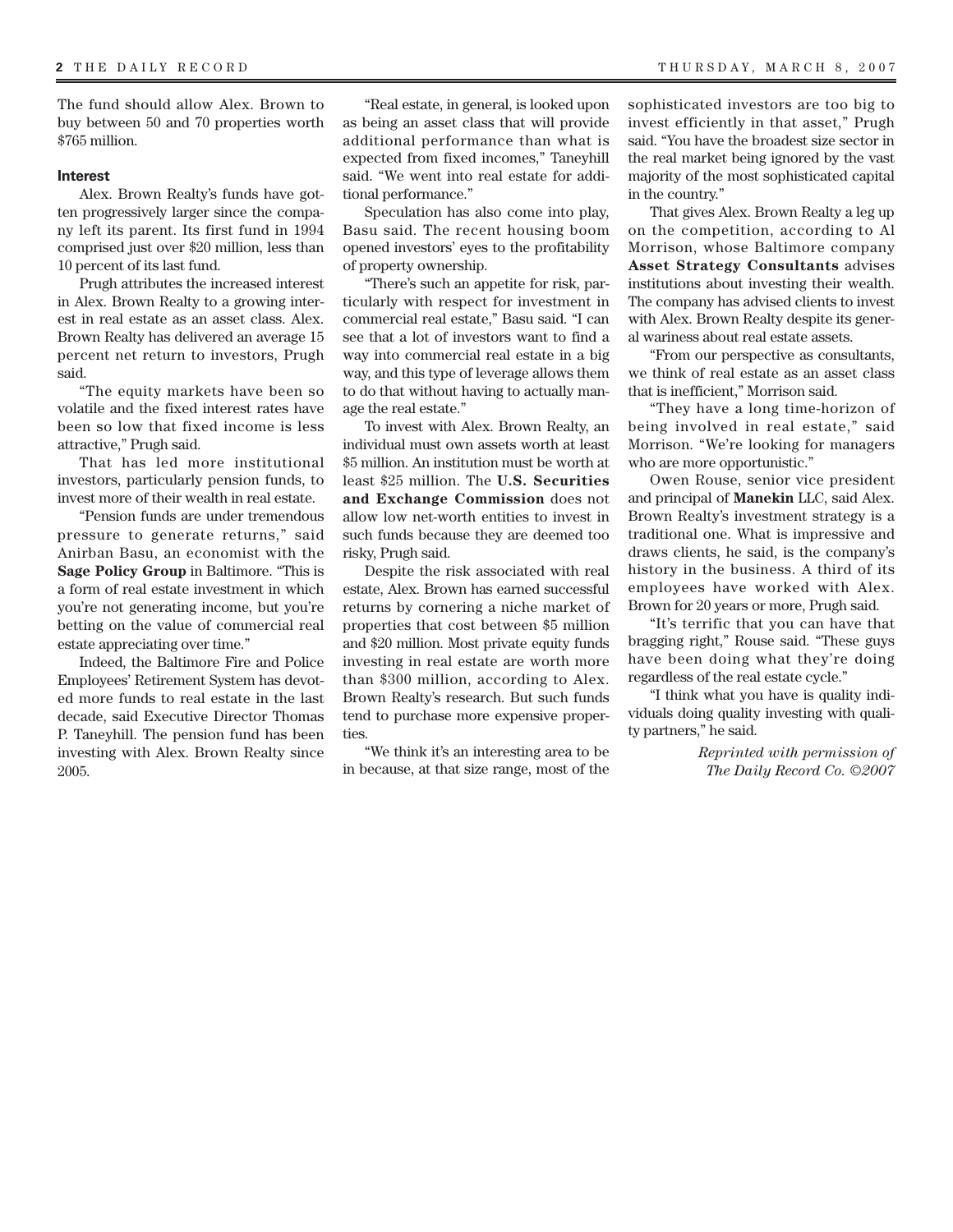The fund should allow Alex. Brown to buy between 50 and 70 properties worth $765 million.

**Interest**

Alex. Brown Realty's funds have gotten progressively larger since the company left its parent. Its first fund in 1994 comprised just over $20 million, less than 10 percent of its last fund.

Prugh attributes the increased interest in Alex. Brown Realty to a growing interest in real estate as an asset class. Alex. Brown Realty has delivered an average 15 percent net return to investors, Prugh said.

"The equity markets have been so volatile and the fixed interest rates have been so low that fixed income is less attractive," Prugh said.

That has led more institutional investors, particularly pension funds, to invest more of their wealth in real estate.

"Pension funds are under tremendous pressure to generate returns," said Anirban Basu, an economist with the **Sage Policy Group** in Baltimore. "This is a form of real estate investment in which you're not generating income, but you're betting on the value of commercial real estate appreciating over time."

Indeed, the Baltimore Fire and Police Employees' Retirement System has devoted more funds to real estate in the last decade, said Executive Director Thomas P. Taneyhill. The pension fund has been investing with Alex. Brown Realty since 2005.

"Real estate, in general, is looked upon as being an asset class that will provide additional performance than what is expected from fixed incomes," Taneyhill said. "We went into real estate for additional performance."

Speculation has also come into play, Basu said. The recent housing boom opened investors' eyes to the profitability of property ownership.

"There's such an appetite for risk, particularly with respect for investment in commercial real estate," Basu said. "I can see that a lot of investors want to find a way into commercial real estate in a big way, and this type of leverage allows them to do that without having to actually manage the real estate."

To invest with Alex. Brown Realty, an individual must own assets worth at least $5 million. An institution must be worth at least $25 million. The **U.S. Securities and Exchange Commission** does not allow low net-worth entities to invest in such funds because they are deemed too risky, Prugh said.

Despite the risk associated with real estate, Alex. Brown has earned successful returns by cornering a niche market of properties that cost between $5 million and $20 million. Most private equity funds investing in real estate are worth more than $300 million, according to Alex. Brown Realty's research. But such funds tend to purchase more expensive properties.

"We think it's an interesting area to be in because, at that size range, most of the sophisticated investors are too big to invest efficiently in that asset," Prugh said. "You have the broadest size sector in the real market being ignored by the vast majority of the most sophisticated capital in the country."

That gives Alex. Brown Realty a leg up on the competition, according to Al Morrison, whose Baltimore company **Asset Strategy Consultants** advises institutions about investing their wealth. The company has advised clients to invest with Alex. Brown Realty despite its general wariness about real estate assets.

"From our perspective as consultants, we think of real estate as an asset class that is inefficient," Morrison said.

"They have a long time-horizon of being involved in real estate," said Morrison. "We're looking for managers who are more opportunistic."

Owen Rouse, senior vice president and principal of **Manekin** LLC, said Alex. Brown Realty's investment strategy is a traditional one. What is impressive and draws clients, he said, is the company's history in the business. A third of its employees have worked with Alex. Brown for 20 years or more, Prugh said.

"It's terrific that you can have that bragging right," Rouse said. "These guys have been doing what they're doing regardless of the real estate cycle."

"I think what you have is quality individuals doing quality investing with quality partners," he said.

*Reprinted with permission of The Daily Record Co. ©2007*